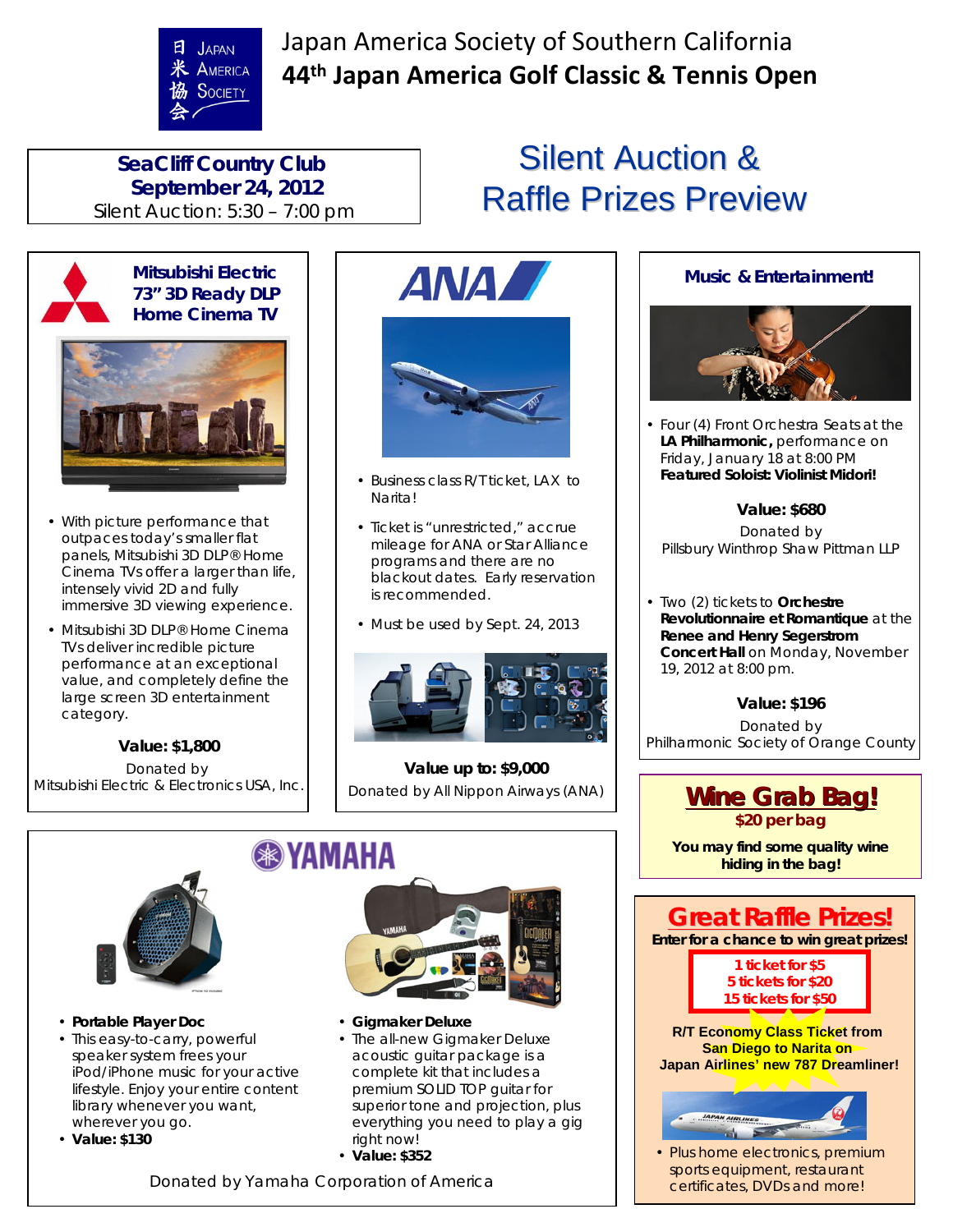Japan America Society of Southern California

# 44th Japan America Golf Classic & Tennis Open

**SeaCliff Country Club**
**September 24, 2012**
Silent Auction: 5:30 – 7:00 pm

# Silent Auction & Raffle Prizes Preview

### Mitsubishi Electric 73" 3D Ready DLP Home Cinema TV

- With picture performance that outpaces today's smaller flat panels, Mitsubishi 3D DLP® Home Cinema TVs offer a larger than life, intensely vivid 2D and fully immersive 3D viewing experience.
- Mitsubishi 3D DLP® Home Cinema TVs deliver incredible picture performance at an exceptional value, and completely define the large screen 3D entertainment category.

**Value: $1,800**

Donated by
Mitsubishi Electric & Electronics USA, Inc.

### ANA

- Business class R/T ticket, LAX to Narita!
- Ticket is "unrestricted," accrue mileage for ANA or Star Alliance programs and there are no blackout dates. Early reservation is recommended.
- Must be used by Sept. 24, 2013

**Value up to: $9,000**

Donated by All Nippon Airways (ANA)

### Music & Entertainment!

- Four (4) Front Orchestra Seats at the **LA Philharmonic,** performance on Friday, January 18 at 8:00 PM
**Featured Soloist: Violinist Midori!**

**Value: $680**

Donated by
Pillsbury Winthrop Shaw Pittman LLP

- Two (2) tickets to **Orchestre Revolutionnaire et Romantique** at the **Renee and Henry Segerstrom Concert Hall** on Monday, November 19, 2012 at 8:00 pm.

**Value: $196**

Donated by
Philharmonic Society of Orange County

### Wine Grab Bag!

**$20 per bag**

**You may find some quality wine hiding in the bag!**

### YAMAHA

- **Portable Player Doc**
- This easy-to-carry, powerful speaker system frees your iPod/iPhone music for your active lifestyle. Enjoy your entire content library whenever you want, wherever you go.
- **Value: $130**

- **Gigmaker Deluxe**
- The all-new Gigmaker Deluxe acoustic guitar package is a complete kit that includes a premium SOLID TOP guitar for superior tone and projection, plus everything you need to play a gig right now!
- **Value: $352**

Donated by Yamaha Corporation of America

### Great Raffle Prizes!

**Enter for a chance to win great prizes!**

**1 ticket for $5**
**5 tickets for $20**
**15 tickets for $50**

**R/T Economy Class Ticket from San Diego to Narita on Japan Airlines' new 787 Dreamliner!**

- Plus home electronics, premium sports equipment, restaurant certificates, DVDs and more!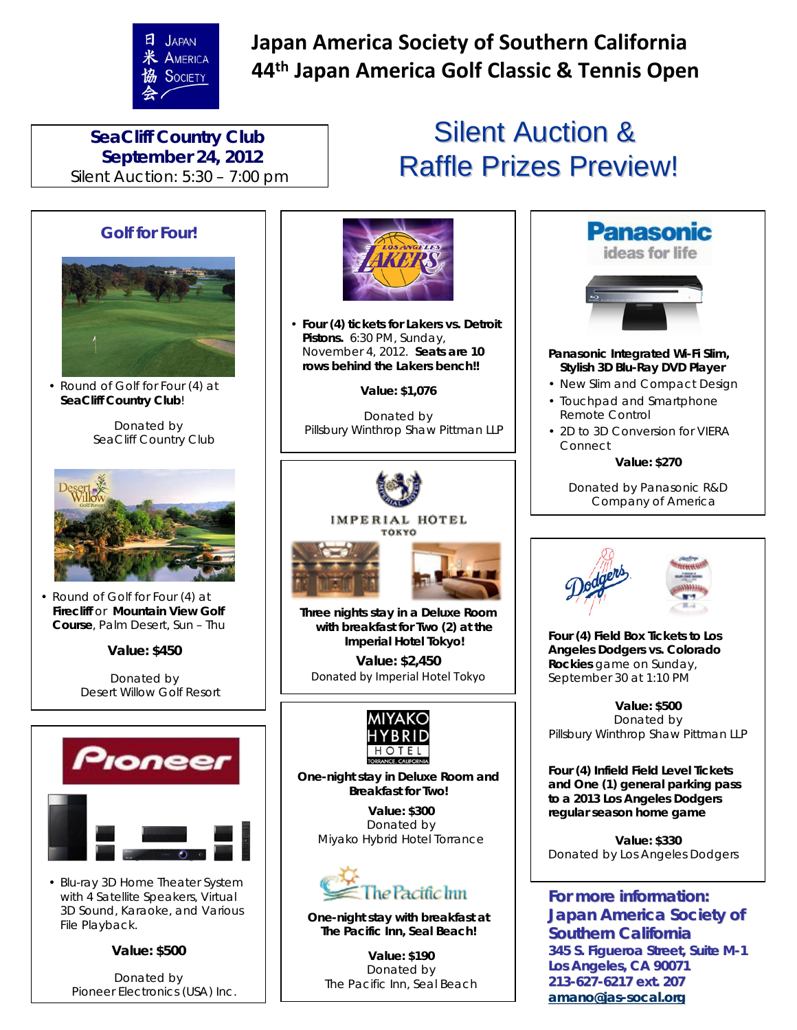# Japan America Society of Southern California
## 44th Japan America Golf Classic & Tennis Open

**SeaCliff Country Club**
**September 24, 2012**
Silent Auction: 5:30 – 7:00 pm

# Silent Auction & Raffle Prizes Preview!

### Golf for Four!

- Round of Golf for Four (4) at **SeaCliff Country Club**!

Donated by
SeaCliff Country Club

- Round of Golf for Four (4) at **Firecliff** or **Mountain View Golf Course**, Palm Desert, Sun – Thu

**Value: $450**

Donated by
Desert Willow Golf Resort

---

- Blu-ray 3D Home Theater System with 4 Satellite Speakers, Virtual 3D Sound, Karaoke, and Various File Playback.

**Value: $500**

Donated by
Pioneer Electronics (USA) Inc.

---

- **Four (4) tickets for Lakers vs. Detroit Pistons.** 6:30 PM, Sunday, November 4, 2012. **Seats are 10 rows behind the Lakers bench!!**

**Value: $1,076**

Donated by
Pillsbury Winthrop Shaw Pittman LLP

---

IMPERIAL HOTEL
TOKYO

**Three nights stay in a Deluxe Room with breakfast for Two (2) at the Imperial Hotel Tokyo!**

**Value: $2,450**
Donated by Imperial Hotel Tokyo

---

MIYAKO HYBRID HOTEL
TORRANCE, CALIFORNIA

**One-night stay in Deluxe Room and Breakfast for Two!**

**Value: $300**
Donated by
Miyako Hybrid Hotel Torrance

The Pacific Inn

**One-night stay with breakfast at The Pacific Inn, Seal Beach!**

**Value: $190**
Donated by
The Pacific Inn, Seal Beach

---

Panasonic
ideas for life

**Panasonic Integrated Wi-Fi Slim, Stylish 3D Blu-Ray DVD Player**

- New Slim and Compact Design
- Touchpad and Smartphone Remote Control
- 2D to 3D Conversion for VIERA Connect

**Value: $270**

Donated by Panasonic R&D Company of America

---

**Four (4) Field Box Tickets to Los Angeles Dodgers vs. Colorado Rockies** game on Sunday, September 30 at 1:10 PM

**Value: $500**
Donated by
Pillsbury Winthrop Shaw Pittman LLP

**Four (4) Infield Field Level Tickets and One (1) general parking pass to a 2013 Los Angeles Dodgers regular season home game**

**Value: $330**
Donated by Los Angeles Dodgers

---

**For more information:**
**Japan America Society of Southern California**
**345 S. Figueroa Street, Suite M-1**
**Los Angeles, CA 90071**
**213-627-6217 ext. 207**
**amano@jas-socal.org**